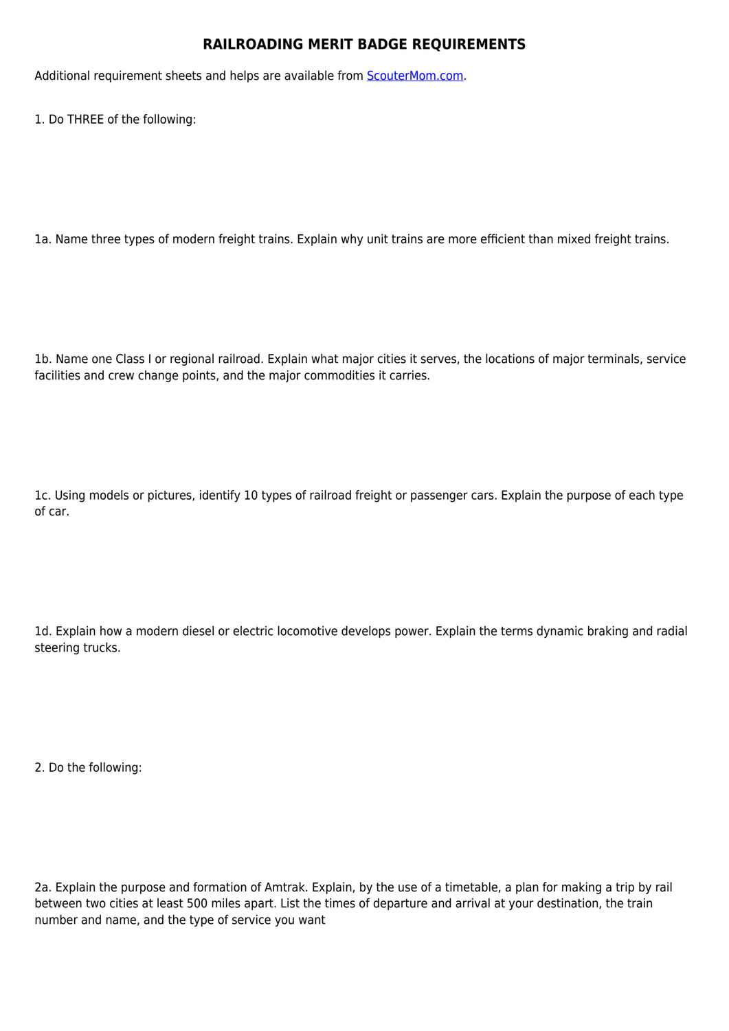# RAILROADING MERIT BADGE REQUIREMENTS

Additional requirement sheets and helps are available from [ScouterMom.com](ScouterMom.com).

1. Do THREE of the following:

1a. Name three types of modern freight trains. Explain why unit trains are more efficient than mixed freight trains.

1b. Name one Class I or regional railroad. Explain what major cities it serves, the locations of major terminals, service facilities and crew change points, and the major commodities it carries.

1c. Using models or pictures, identify 10 types of railroad freight or passenger cars. Explain the purpose of each type of car.

1d. Explain how a modern diesel or electric locomotive develops power. Explain the terms dynamic braking and radial steering trucks.

2. Do the following:

2a. Explain the purpose and formation of Amtrak. Explain, by the use of a timetable, a plan for making a trip by rail between two cities at least 500 miles apart. List the times of departure and arrival at your destination, the train number and name, and the type of service you want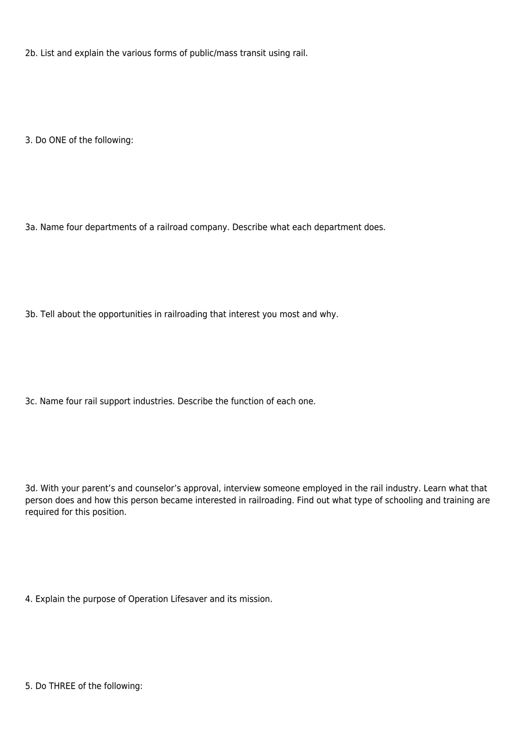2b. List and explain the various forms of public/mass transit using rail.

3. Do ONE of the following:

3a. Name four departments of a railroad company. Describe what each department does.

3b. Tell about the opportunities in railroading that interest you most and why.

3c. Name four rail support industries. Describe the function of each one.

3d. With your parent’s and counselor’s approval, interview someone employed in the rail industry. Learn what that person does and how this person became interested in railroading. Find out what type of schooling and training are required for this position.

4. Explain the purpose of Operation Lifesaver and its mission.

5. Do THREE of the following: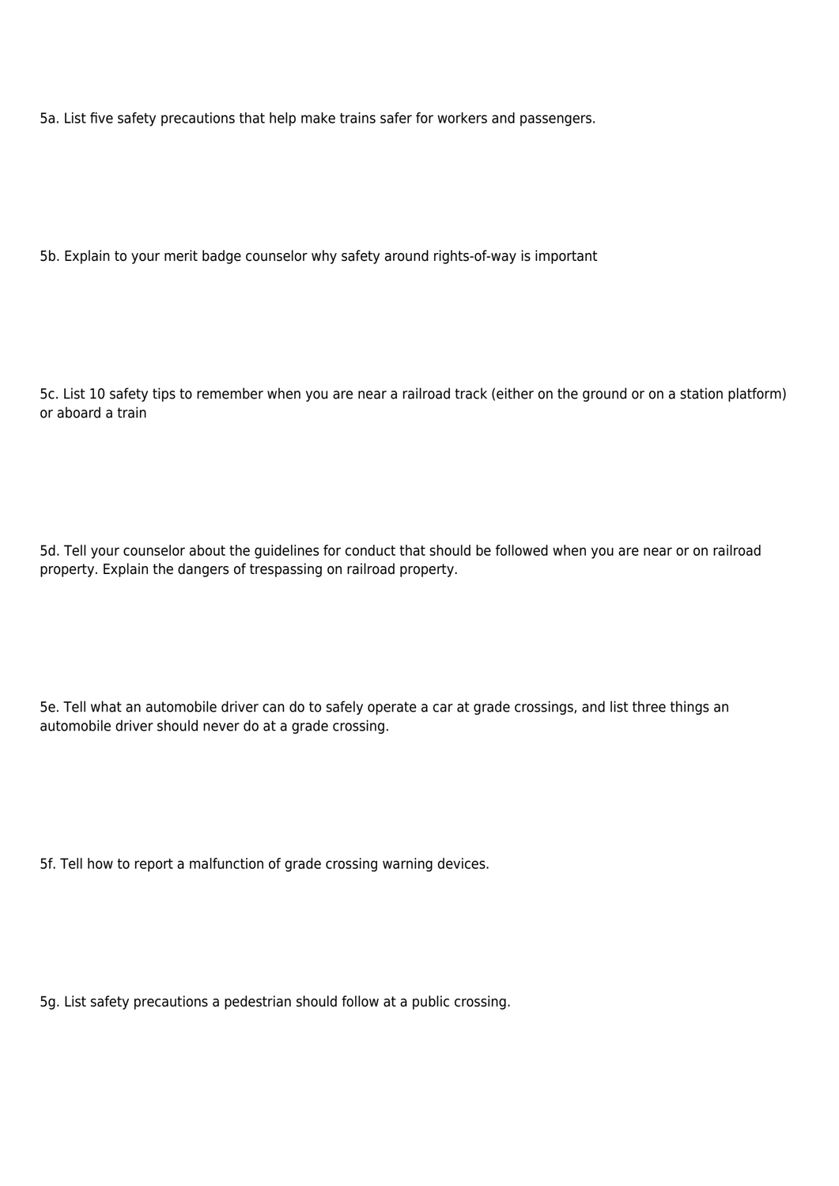5a. List five safety precautions that help make trains safer for workers and passengers.

5b. Explain to your merit badge counselor why safety around rights-of-way is important

5c. List 10 safety tips to remember when you are near a railroad track (either on the ground or on a station platform) or aboard a train

5d. Tell your counselor about the guidelines for conduct that should be followed when you are near or on railroad property. Explain the dangers of trespassing on railroad property.

5e. Tell what an automobile driver can do to safely operate a car at grade crossings, and list three things an automobile driver should never do at a grade crossing.

5f. Tell how to report a malfunction of grade crossing warning devices.

5g. List safety precautions a pedestrian should follow at a public crossing.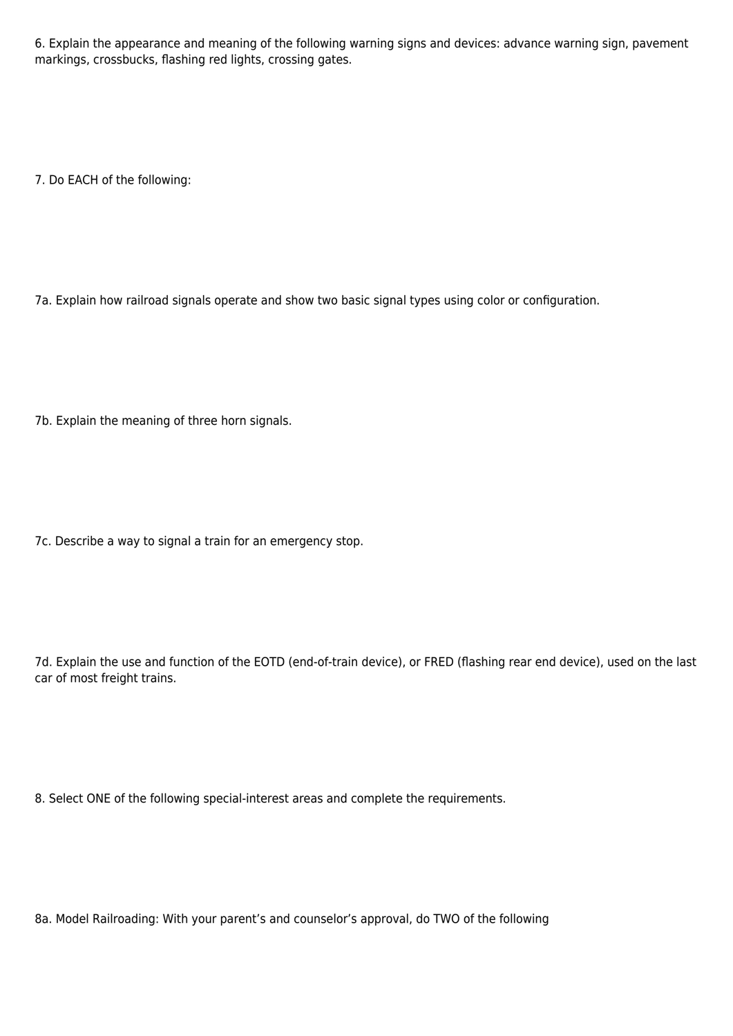6. Explain the appearance and meaning of the following warning signs and devices: advance warning sign, pavement markings, crossbucks, flashing red lights, crossing gates.

7. Do EACH of the following:

7a. Explain how railroad signals operate and show two basic signal types using color or configuration.

7b. Explain the meaning of three horn signals.

7c. Describe a way to signal a train for an emergency stop.

7d. Explain the use and function of the EOTD (end-of-train device), or FRED (flashing rear end device), used on the last car of most freight trains.

8. Select ONE of the following special-interest areas and complete the requirements.

8a. Model Railroading: With your parent’s and counselor’s approval, do TWO of the following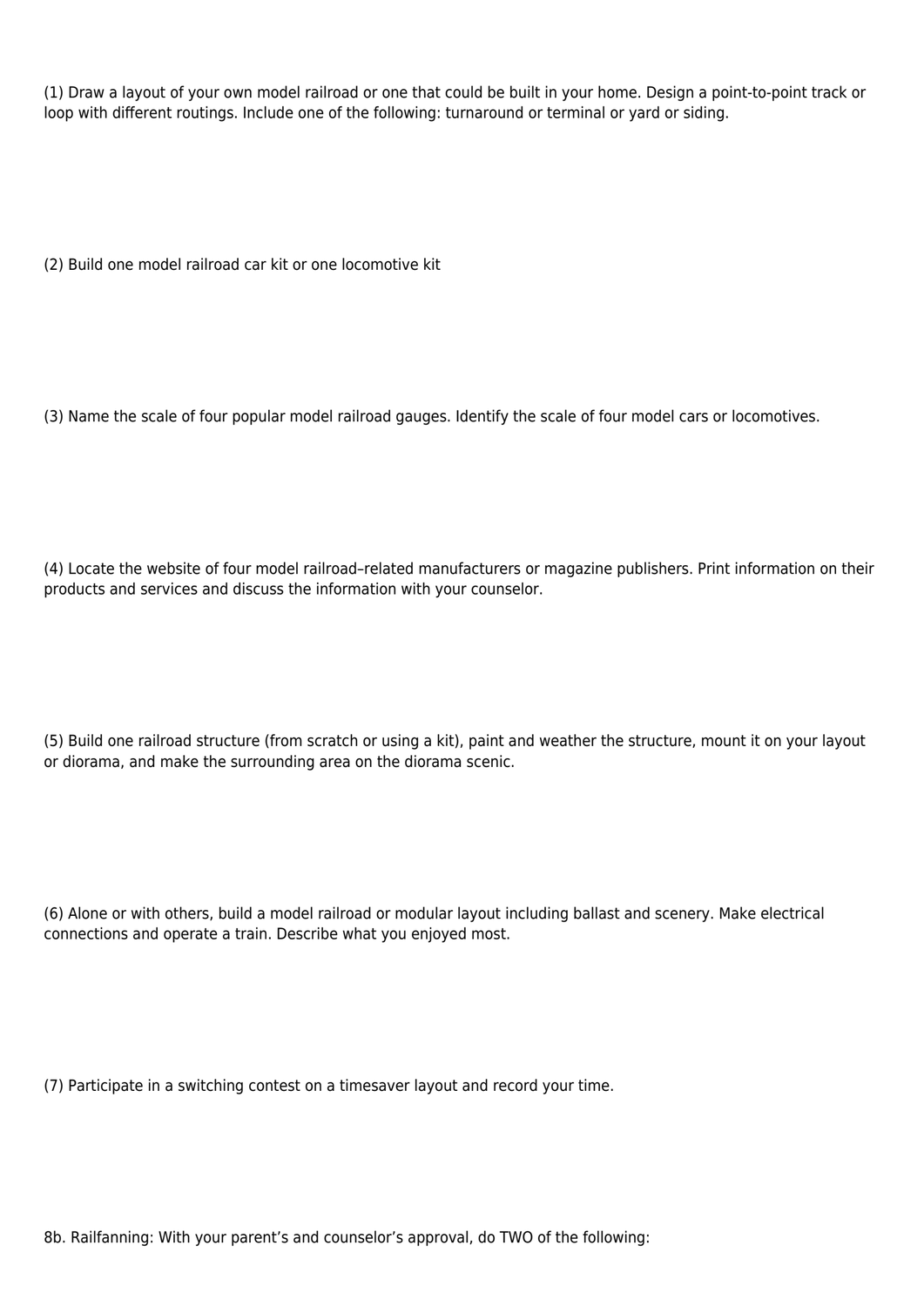(1) Draw a layout of your own model railroad or one that could be built in your home. Design a point-to-point track or loop with different routings. Include one of the following: turnaround or terminal or yard or siding.

(2) Build one model railroad car kit or one locomotive kit

(3) Name the scale of four popular model railroad gauges. Identify the scale of four model cars or locomotives.

(4) Locate the website of four model railroad–related manufacturers or magazine publishers. Print information on their products and services and discuss the information with your counselor.

(5) Build one railroad structure (from scratch or using a kit), paint and weather the structure, mount it on your layout or diorama, and make the surrounding area on the diorama scenic.

(6) Alone or with others, build a model railroad or modular layout including ballast and scenery. Make electrical connections and operate a train. Describe what you enjoyed most.

(7) Participate in a switching contest on a timesaver layout and record your time.

8b. Railfanning: With your parent’s and counselor’s approval, do TWO of the following: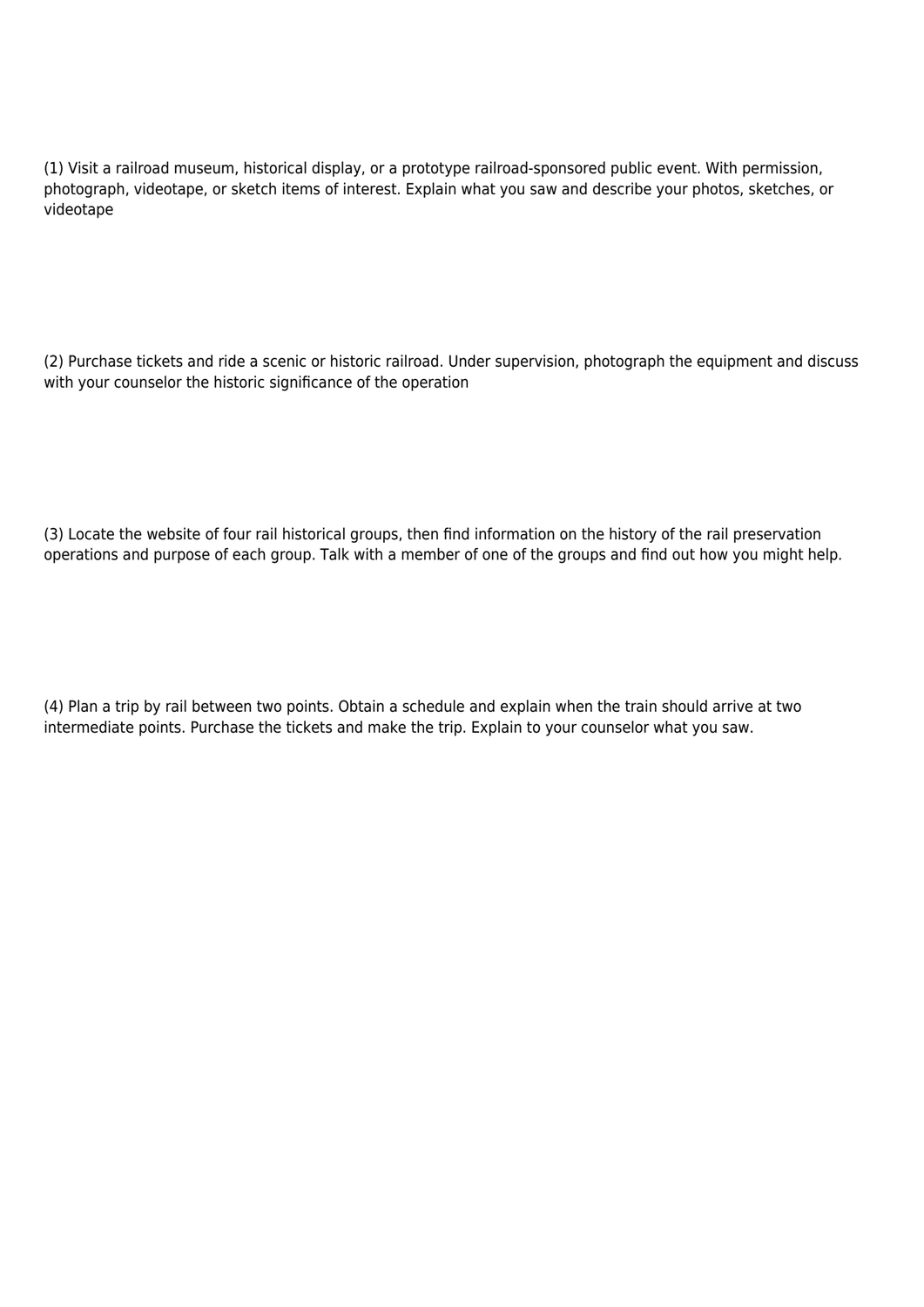(1) Visit a railroad museum, historical display, or a prototype railroad-sponsored public event. With permission, photograph, videotape, or sketch items of interest. Explain what you saw and describe your photos, sketches, or videotape

(2) Purchase tickets and ride a scenic or historic railroad. Under supervision, photograph the equipment and discuss with your counselor the historic significance of the operation

(3) Locate the website of four rail historical groups, then find information on the history of the rail preservation operations and purpose of each group. Talk with a member of one of the groups and find out how you might help.

(4) Plan a trip by rail between two points. Obtain a schedule and explain when the train should arrive at two intermediate points. Purchase the tickets and make the trip. Explain to your counselor what you saw.